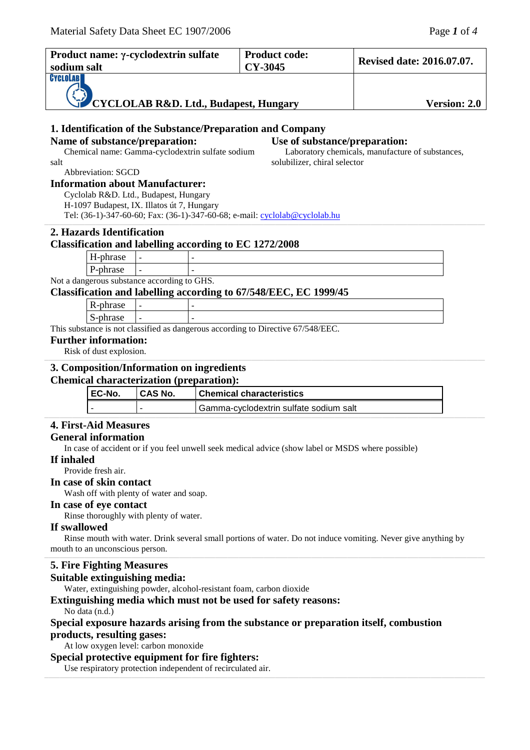| Product name: γ-cyclodextrin sulfate sodium salt | Product code: CY-3045 | Revised date: 2016.07.07. |
|---|---|---|
| CYCLOLAB R&D. Ltd., Budapest, Hungary | | Version: 2.0 |

## 1. Identification of the Substance/Preparation and Company

### Name of substance/preparation:

Chemical name: Gamma-cyclodextrin sulfate sodium salt

Abbreviation: SGCD

### Use of substance/preparation:

Laboratory chemicals, manufacture of substances, solubilizer, chiral selector

### Information about Manufacturer:

Cyclolab R&D. Ltd., Budapest, Hungary
H-1097 Budapest, IX. Illatos út 7, Hungary
Tel: (36-1)-347-60-60; Fax: (36-1)-347-60-68; e-mail: cyclolab@cyclolab.hu

## 2. Hazards Identification

### Classification and labelling according to EC 1272/2008

| H-phrase | - | - |
|---|---|---|
| P-phrase | - | - |

Not a dangerous substance according to GHS.

### Classification and labelling according to 67/548/EEC, EC 1999/45

| R-phrase | - | - |
|---|---|---|
| S-phrase | - | - |

This substance is not classified as dangerous according to Directive 67/548/EEC.

### Further information:

Risk of dust explosion.

## 3. Composition/Information on ingredients

### Chemical characterization (preparation):

| EC-No. | CAS No. | Chemical characteristics |
|---|---|---|
| - | - | Gamma-cyclodextrin sulfate sodium salt |

## 4. First-Aid Measures

### General information

In case of accident or if you feel unwell seek medical advice (show label or MSDS where possible)

### If inhaled

Provide fresh air.

### In case of skin contact

Wash off with plenty of water and soap.

### In case of eye contact

Rinse thoroughly with plenty of water.

### If swallowed

Rinse mouth with water. Drink several small portions of water. Do not induce vomiting. Never give anything by mouth to an unconscious person.

## 5. Fire Fighting Measures

### Suitable extinguishing media:

Water, extinguishing powder, alcohol-resistant foam, carbon dioxide

### Extinguishing media which must not be used for safety reasons:

No data (n.d.)

### Special exposure hazards arising from the substance or preparation itself, combustion products, resulting gases:

At low oxygen level: carbon monoxide

### Special protective equipment for fire fighters:

Use respiratory protection independent of recirculated air.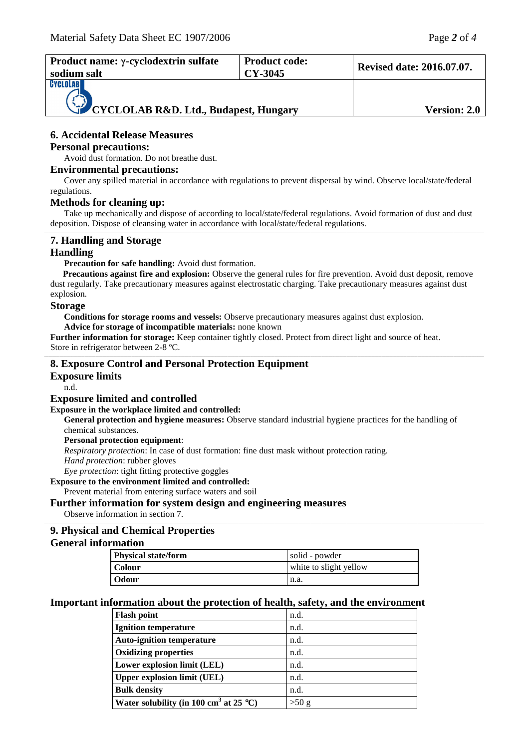## 6. Accidental Release Measures

### Personal precautions:

Avoid dust formation. Do not breathe dust.

### Environmental precautions:

Cover any spilled material in accordance with regulations to prevent dispersal by wind. Observe local/state/federal regulations.

### Methods for cleaning up:

Take up mechanically and dispose of according to local/state/federal regulations. Avoid formation of dust and dust deposition. Dispose of cleansing water in accordance with local/state/federal regulations.

## 7. Handling and Storage

### Handling

**Precaution for safe handling:** Avoid dust formation.

**Precautions against fire and explosion:** Observe the general rules for fire prevention. Avoid dust deposit, remove dust regularly. Take precautionary measures against electrostatic charging. Take precautionary measures against dust explosion.

### Storage

**Conditions for storage rooms and vessels:** Observe precautionary measures against dust explosion.

**Advice for storage of incompatible materials:** none known

**Further information for storage:** Keep container tightly closed. Protect from direct light and source of heat. Store in refrigerator between 2-8 ºC.

## 8. Exposure Control and Personal Protection Equipment

### Exposure limits

n.d.

### Exposure limited and controlled

**Exposure in the workplace limited and controlled:**

**General protection and hygiene measures:** Observe standard industrial hygiene practices for the handling of chemical substances.

**Personal protection equipment**:

*Respiratory protection*: In case of dust formation: fine dust mask without protection rating.

*Hand protection*: rubber gloves

*Eye protection*: tight fitting protective goggles

**Exposure to the environment limited and controlled:**

Prevent material from entering surface waters and soil

### Further information for system design and engineering measures

Observe information in section 7.

## 9. Physical and Chemical Properties

### General information

| Physical state/form | solid - powder |
|---|---|
| **Colour** | white to slight yellow |
| **Odour** | n.a. |

### Important information about the protection of health, safety, and the environment

| Flash point | n.d. |
|---|---|
| **Ignition temperature** | n.d. |
| **Auto-ignition temperature** | n.d. |
| **Oxidizing properties** | n.d. |
| **Lower explosion limit (LEL)** | n.d. |
| **Upper explosion limit (UEL)** | n.d. |
| **Bulk density** | n.d. |
| **Water solubility (in 100 $cm^3$ at 25 °C)** | >50 g |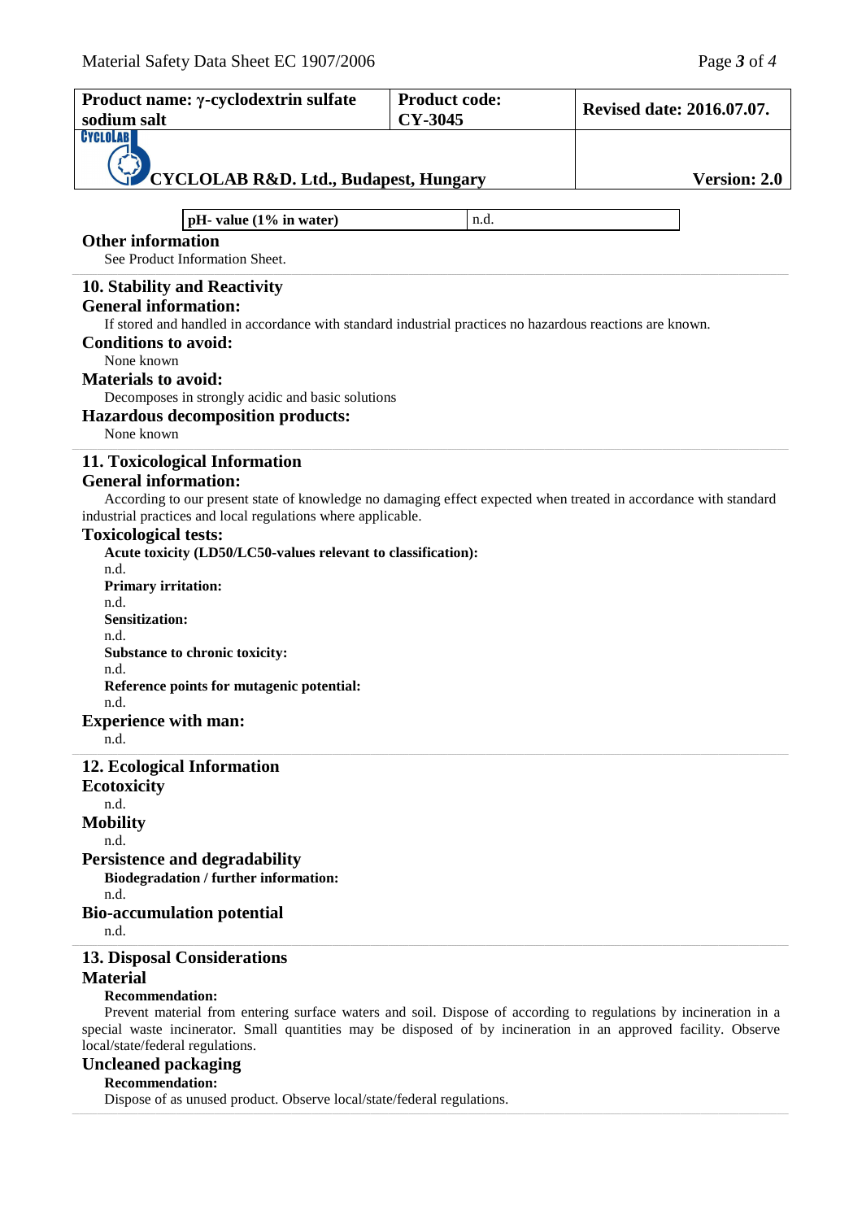| pH- value (1% in water) | n.d. |
|---|---|

## Other information

See Product Information Sheet.

## 10. Stability and Reactivity

### General information:

If stored and handled in accordance with standard industrial practices no hazardous reactions are known.

### Conditions to avoid:

None known

### Materials to avoid:

Decomposes in strongly acidic and basic solutions

### Hazardous decomposition products:

None known

## 11. Toxicological Information

### General information:

According to our present state of knowledge no damaging effect expected when treated in accordance with standard industrial practices and local regulations where applicable.

### Toxicological tests:

**Acute toxicity (LD50/LC50-values relevant to classification):**

n.d.

**Primary irritation:**

n.d.

**Sensitization:**

n.d.

**Substance to chronic toxicity:**

n.d.

**Reference points for mutagenic potential:**

n.d.

### Experience with man:

n.d.

## 12. Ecological Information

### Ecotoxicity

n.d.

### Mobility

n.d.

### Persistence and degradability

**Biodegradation / further information:**

n.d.

### Bio-accumulation potential

n.d.

## 13. Disposal Considerations

### Material

**Recommendation:**

Prevent material from entering surface waters and soil. Dispose of according to regulations by incineration in a special waste incinerator. Small quantities may be disposed of by incineration in an approved facility. Observe local/state/federal regulations.

### Uncleaned packaging

**Recommendation:**

Dispose of as unused product. Observe local/state/federal regulations.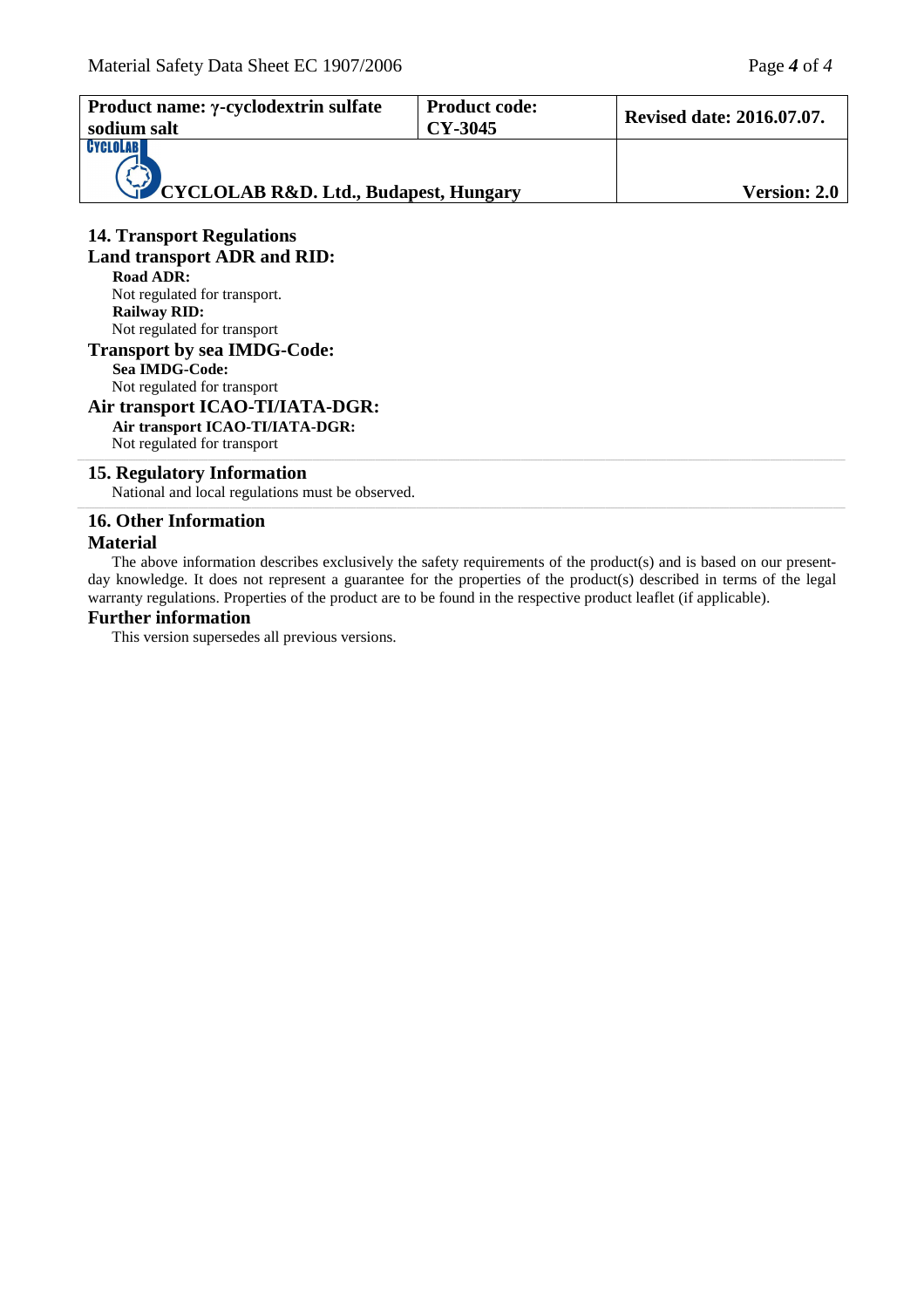| Product name: γ-cyclodextrin sulfate sodium salt | Product code: CY-3045 | Revised date: 2016.07.07. |
|---|---|---|
| CYCLOLAB R&D. Ltd., Budapest, Hungary | | Version: 2.0 |

## 14. Transport Regulations

### Land transport ADR and RID:

**Road ADR:**
Not regulated for transport.

**Railway RID:**
Not regulated for transport

### Transport by sea IMDG-Code:

**Sea IMDG-Code:**
Not regulated for transport

### Air transport ICAO-TI/IATA-DGR:

**Air transport ICAO-TI/IATA-DGR:**
Not regulated for transport

## 15. Regulatory Information

National and local regulations must be observed.

## 16. Other Information

### Material

The above information describes exclusively the safety requirements of the product(s) and is based on our present-day knowledge. It does not represent a guarantee for the properties of the product(s) described in terms of the legal warranty regulations. Properties of the product are to be found in the respective product leaflet (if applicable).

### Further information

This version supersedes all previous versions.